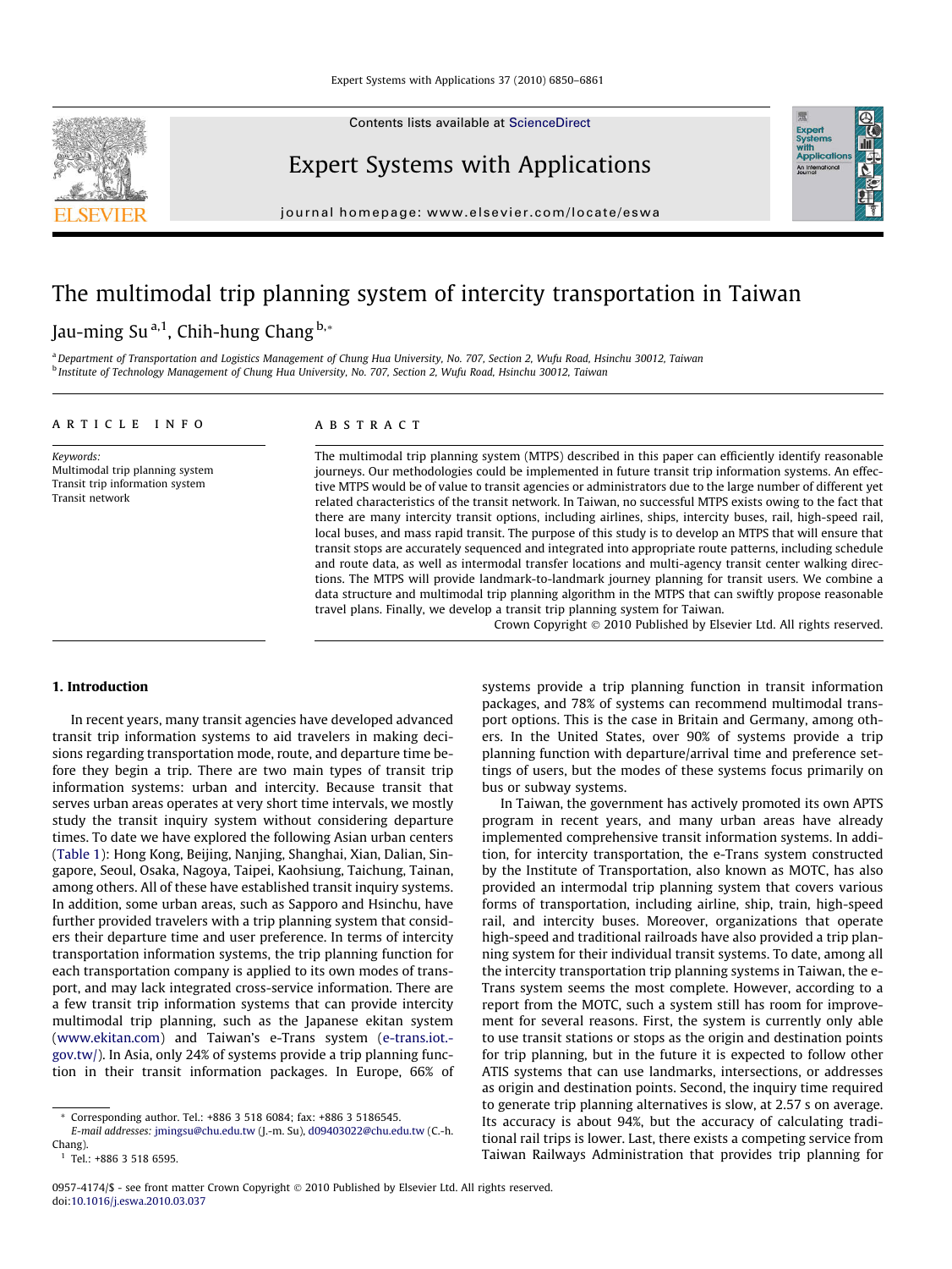# The multimodal trip planning system of intercity transportation in Taiwan

Jau-ming Su [a,1], Chih-hung Chang [b,*]

[a] Department of Transportation and Logistics Management of Chung Hua University, No. 707, Section 2, Wufu Road, Hsinchu 30012, Taiwan
[b] Institute of Technology Management of Chung Hua University, No. 707, Section 2, Wufu Road, Hsinchu 30012, Taiwan

**ARTICLE INFO**

*Keywords:*
Multimodal trip planning system
Transit trip information system
Transit network

**ABSTRACT**

The multimodal trip planning system (MTPS) described in this paper can efficiently identify reasonable journeys. Our methodologies could be implemented in future transit trip information systems. An effective MTPS would be of value to transit agencies or administrators due to the large number of different yet related characteristics of the transit network. In Taiwan, no successful MTPS exists owing to the fact that there are many intercity transit options, including airlines, ships, intercity buses, rail, high-speed rail, local buses, and mass rapid transit. The purpose of this study is to develop an MTPS that will ensure that transit stops are accurately sequenced and integrated into appropriate route patterns, including schedule and route data, as well as intermodal transfer locations and multi-agency transit center walking directions. The MTPS will provide landmark-to-landmark journey planning for transit users. We combine a data structure and multimodal trip planning algorithm in the MTPS that can swiftly propose reasonable travel plans. Finally, we develop a transit trip planning system for Taiwan.

Crown Copyright © 2010 Published by Elsevier Ltd. All rights reserved.

## 1. Introduction

In recent years, many transit agencies have developed advanced transit trip information systems to aid travelers in making decisions regarding transportation mode, route, and departure time before they begin a trip. There are two main types of transit trip information systems: urban and intercity. Because transit that serves urban areas operates at very short time intervals, we mostly study the transit inquiry system without considering departure times. To date we have explored the following Asian urban centers (Table 1): Hong Kong, Beijing, Nanjing, Shanghai, Xian, Dalian, Singapore, Seoul, Osaka, Nagoya, Taipei, Kaohsiung, Taichung, Tainan, among others. All of these have established transit inquiry systems. In addition, some urban areas, such as Sapporo and Hsinchu, have further provided travelers with a trip planning system that considers their departure time and user preference. In terms of intercity transportation information systems, the trip planning function for each transportation company is applied to its own modes of transport, and may lack integrated cross-service information. There are a few transit trip information systems that can provide intercity multimodal trip planning, such as the Japanese ekitan system (www.ekitan.com) and Taiwan's e-Trans system (e-trans.iot.gov.tw/). In Asia, only 24% of systems provide a trip planning function in their transit information packages. In Europe, 66% of systems provide a trip planning function in transit information packages, and 78% of systems can recommend multimodal transport options. This is the case in Britain and Germany, among others. In the United States, over 90% of systems provide a trip planning function with departure/arrival time and preference settings of users, but the modes of these systems focus primarily on bus or subway systems.

In Taiwan, the government has actively promoted its own APTS program in recent years, and many urban areas have already implemented comprehensive transit information systems. In addition, for intercity transportation, the e-Trans system constructed by the Institute of Transportation, also known as MOTC, has also provided an intermodal trip planning system that covers various forms of transportation, including airline, ship, train, high-speed rail, and intercity buses. Moreover, organizations that operate high-speed and traditional railroads have also provided a trip planning system for their individual transit systems. To date, among all the intercity transportation trip planning systems in Taiwan, the e-Trans system seems the most complete. However, according to a report from the MOTC, such a system still has room for improvement for several reasons. First, the system is currently only able to use transit stations or stops as the origin and destination points for trip planning, but in the future it is expected to follow other ATIS systems that can use landmarks, intersections, or addresses as origin and destination points. Second, the inquiry time required to generate trip planning alternatives is slow, at 2.57 s on average. Its accuracy is about 94%, but the accuracy of calculating traditional rail trips is lower. Last, there exists a competing service from Taiwan Railways Administration that provides trip planning for

---

* Corresponding author. Tel.: +886 3 518 6084; fax: +886 3 5186545.
*E-mail addresses:* jmingsu@chu.edu.tw (J.-m. Su), d09403022@chu.edu.tw (C.-h. Chang).
[1] Tel.: +886 3 518 6595.

0957-4174/$ - see front matter Crown Copyright © 2010 Published by Elsevier Ltd. All rights reserved.
doi:10.1016/j.eswa.2010.03.037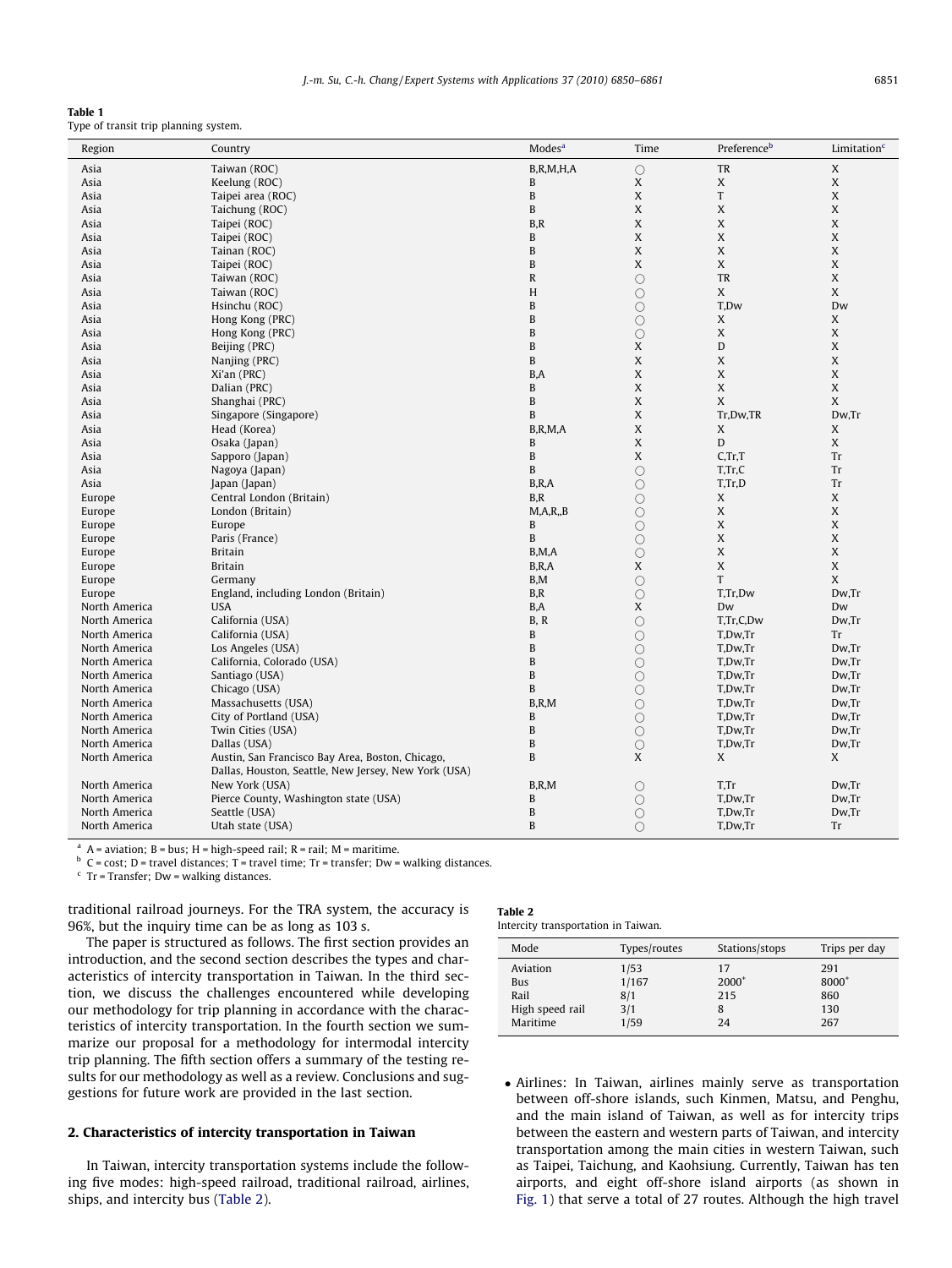**Table 1**
Type of transit trip planning system.

| Region | Country | Modes[a] | Time | Preference[b] | Limitation[c] |
|---|---|---|---|---|---|
| Asia | Taiwan (ROC) | B,R,M,H,A | ○ | TR | X |
| Asia | Keelung (ROC) | B | X | X | X |
| Asia | Taipei area (ROC) | B | X | T | X |
| Asia | Taichung (ROC) | B | X | X | X |
| Asia | Taipei (ROC) | B,R | X | X | X |
| Asia | Taipei (ROC) | B | X | X | X |
| Asia | Tainan (ROC) | B | X | X | X |
| Asia | Taipei (ROC) | B | X | X | X |
| Asia | Taiwan (ROC) | R | ○ | TR | X |
| Asia | Taiwan (ROC) | H | ○ | X | X |
| Asia | Hsinchu (ROC) | B | ○ | T,Dw | Dw |
| Asia | Hong Kong (PRC) | B | ○ | X | X |
| Asia | Hong Kong (PRC) | B | ○ | X | X |
| Asia | Beijing (PRC) | B | X | D | X |
| Asia | Nanjing (PRC) | B | X | X | X |
| Asia | Xi'an (PRC) | B,A | X | X | X |
| Asia | Dalian (PRC) | B | X | X | X |
| Asia | Shanghai (PRC) | B | X | X | X |
| Asia | Singapore (Singapore) | B | X | Tr,Dw,TR | Dw,Tr |
| Asia | Head (Korea) | B,R,M,A | X | X | X |
| Asia | Osaka (Japan) | B | X | D | X |
| Asia | Sapporo (Japan) | B | X | C,Tr,T | Tr |
| Asia | Nagoya (Japan) | B | ○ | T,Tr,C | Tr |
| Asia | Japan (Japan) | B,R,A | ○ | T,Tr,D | Tr |
| Europe | Central London (Britain) | B,R | ○ | X | X |
| Europe | London (Britain) | M,A,R,,B | ○ | X | X |
| Europe | Europe | B | ○ | X | X |
| Europe | Paris (France) | B | ○ | X | X |
| Europe | Britain | B,M,A | ○ | X | X |
| Europe | Britain | B,R,A | X | X | X |
| Europe | Germany | B,M | ○ | T | X |
| Europe | England, including London (Britain) | B,R | ○ | T,Tr,Dw | Dw,Tr |
| North America | USA | B,A | X | Dw | Dw |
| North America | California (USA) | B, R | ○ | T,Tr,C,Dw | Dw,Tr |
| North America | California (USA) | B | ○ | T,Dw,Tr | Tr |
| North America | Los Angeles (USA) | B | ○ | T,Dw,Tr | Dw,Tr |
| North America | California, Colorado (USA) | B | ○ | T,Dw,Tr | Dw,Tr |
| North America | Santiago (USA) | B | ○ | T,Dw,Tr | Dw,Tr |
| North America | Chicago (USA) | B | ○ | T,Dw,Tr | Dw,Tr |
| North America | Massachusetts (USA) | B,R,M | ○ | T,Dw,Tr | Dw,Tr |
| North America | City of Portland (USA) | B | ○ | T,Dw,Tr | Dw,Tr |
| North America | Twin Cities (USA) | B | ○ | T,Dw,Tr | Dw,Tr |
| North America | Dallas (USA) | B | ○ | T,Dw,Tr | Dw,Tr |
| North America | Austin, San Francisco Bay Area, Boston, Chicago, Dallas, Houston, Seattle, New Jersey, New York (USA) | B | X | X | X |
| North America | New York (USA) | B,R,M | ○ | T,Tr | Dw,Tr |
| North America | Pierce County, Washington state (USA) | B | ○ | T,Dw,Tr | Dw,Tr |
| North America | Seattle (USA) | B | ○ | T,Dw,Tr | Dw,Tr |
| North America | Utah state (USA) | B | ○ | T,Dw,Tr | Tr |

[a] A = aviation; B = bus; H = high-speed rail; R = rail; M = maritime.
[b] C = cost; D = travel distances; T = travel time; Tr = transfer; Dw = walking distances.
[c] Tr = Transfer; Dw = walking distances.

traditional railroad journeys. For the TRA system, the accuracy is 96%, but the inquiry time can be as long as 103 s.

The paper is structured as follows. The first section provides an introduction, and the second section describes the types and characteristics of intercity transportation in Taiwan. In the third section, we discuss the challenges encountered while developing our methodology for trip planning in accordance with the characteristics of intercity transportation. In the fourth section we summarize our proposal for a methodology for intermodal intercity trip planning. The fifth section offers a summary of the testing results for our methodology as well as a review. Conclusions and suggestions for future work are provided in the last section.

## 2. Characteristics of intercity transportation in Taiwan

In Taiwan, intercity transportation systems include the following five modes: high-speed railroad, traditional railroad, airlines, ships, and intercity bus (Table 2).

**Table 2**
Intercity transportation in Taiwan.

| Mode | Types/routes | Stations/stops | Trips per day |
|---|---|---|---|
| Aviation | 1/53 | 17 | 291 |
| Bus | 1/167 | 2000* | 8000* |
| Rail | 8/1 | 215 | 860 |
| High speed rail | 3/1 | 8 | 130 |
| Maritime | 1/59 | 24 | 267 |

- Airlines: In Taiwan, airlines mainly serve as transportation between off-shore islands, such Kinmen, Matsu, and Penghu, and the main island of Taiwan, as well as for intercity trips between the eastern and western parts of Taiwan, and intercity transportation among the main cities in western Taiwan, such as Taipei, Taichung, and Kaohsiung. Currently, Taiwan has ten airports, and eight off-shore island airports (as shown in Fig. 1) that serve a total of 27 routes. Although the high travel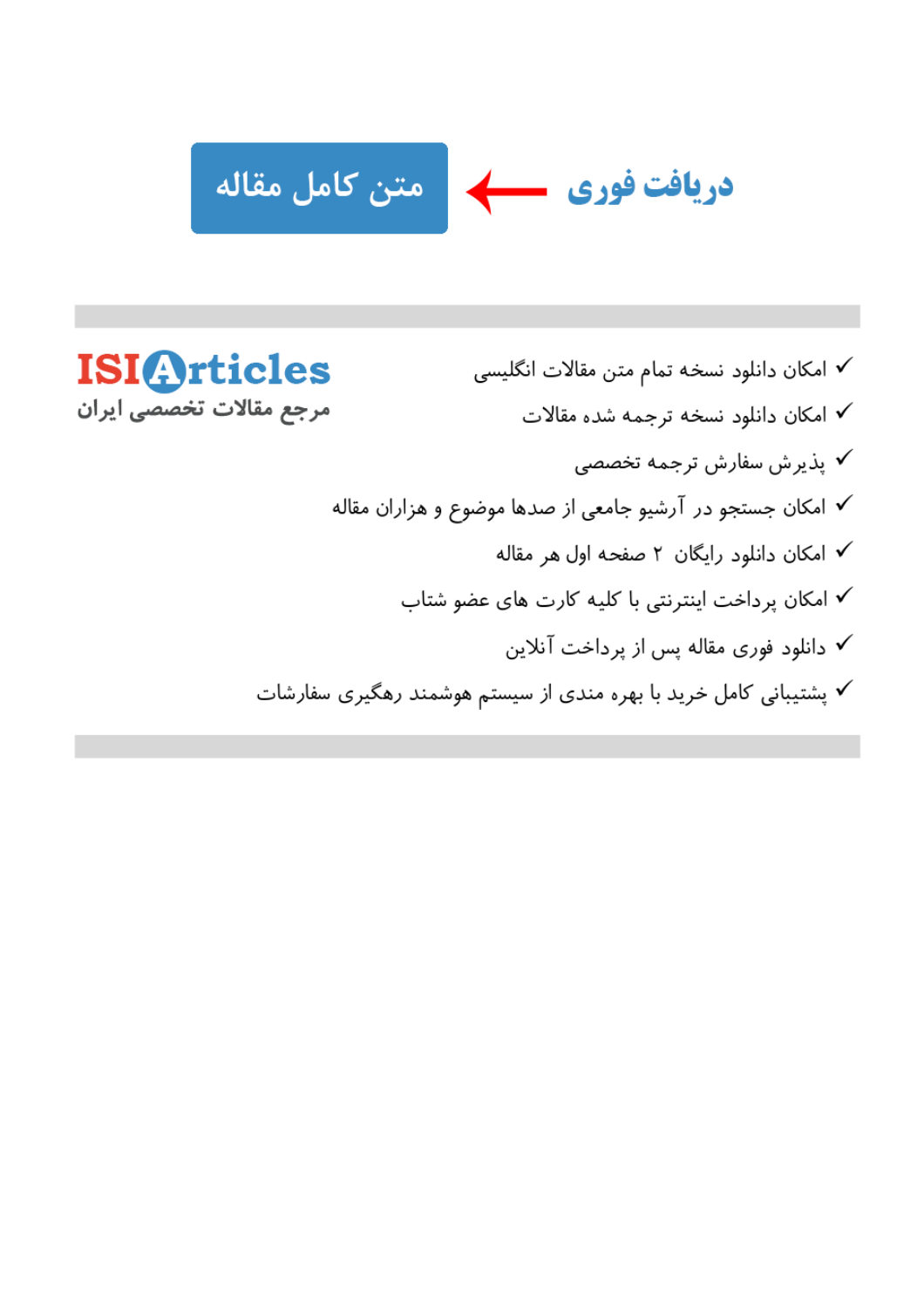دریافت فوری ← متن کامل مقاله

**ISIArticles**
مرجع مقالات تخصصی ایران

- ✓ امکان دانلود نسخه تمام متن مقالات انگلیسی
- ✓ امکان دانلود نسخه ترجمه شده مقالات
- ✓ پذیرش سفارش ترجمه تخصصی
- ✓ امکان جستجو در آرشیو جامعی از صدها موضوع و هزاران مقاله
- ✓ امکان دانلود رایگان ۲ صفحه اول هر مقاله
- ✓ امکان پرداخت اینترنتی با کلیه کارت های عضو شتاب
- ✓ دانلود فوری مقاله پس از پرداخت آنلاین
- ✓ پشتیبانی کامل خرید با بهره مندی از سیستم هوشمند رهگیری سفارشات